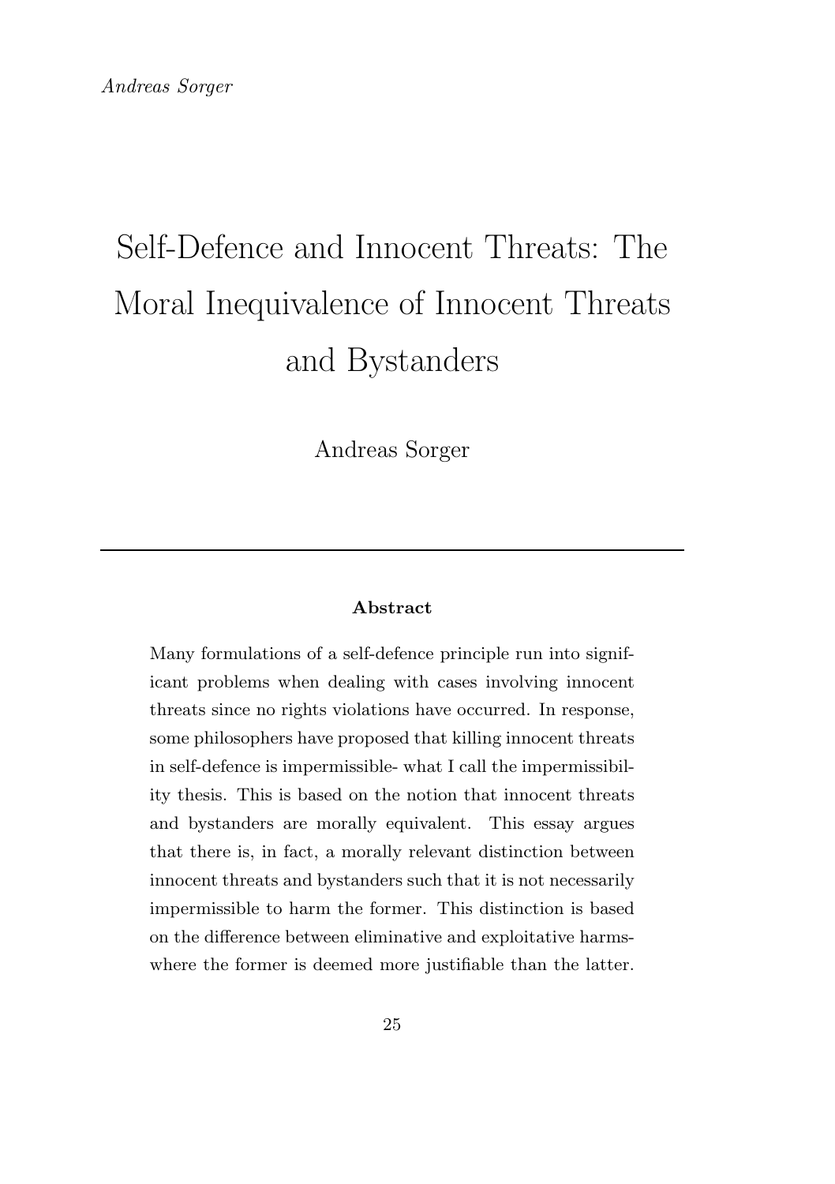# Self-Defence and Innocent Threats: The Moral Inequivalence of Innocent Threats and Bystanders

Andreas Sorger

---

**Abstract**

Many formulations of a self-defence principle run into significant problems when dealing with cases involving innocent threats since no rights violations have occurred. In response, some philosophers have proposed that killing innocent threats in self-defence is impermissible- what I call the impermissibility thesis. This is based on the notion that innocent threats and bystanders are morally equivalent. This essay argues that there is, in fact, a morally relevant distinction between innocent threats and bystanders such that it is not necessarily impermissible to harm the former. This distinction is based on the difference between eliminative and exploitative harms- where the former is deemed more justifiable than the latter.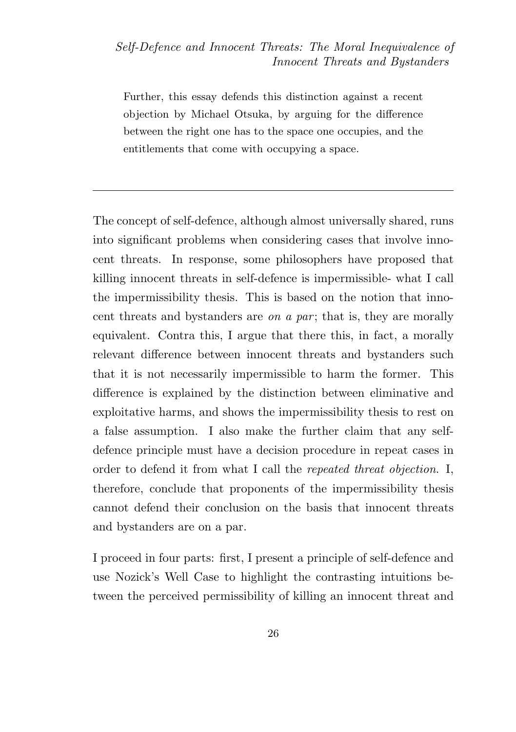Further, this essay defends this distinction against a recent objection by Michael Otsuka, by arguing for the difference between the right one has to the space one occupies, and the entitlements that come with occupying a space.

---

The concept of self-defence, although almost universally shared, runs into significant problems when considering cases that involve innocent threats. In response, some philosophers have proposed that killing innocent threats in self-defence is impermissible- what I call the impermissibility thesis. This is based on the notion that innocent threats and bystanders are *on a par*; that is, they are morally equivalent. Contra this, I argue that there this, in fact, a morally relevant difference between innocent threats and bystanders such that it is not necessarily impermissible to harm the former. This difference is explained by the distinction between eliminative and exploitative harms, and shows the impermissibility thesis to rest on a false assumption. I also make the further claim that any self-defence principle must have a decision procedure in repeat cases in order to defend it from what I call the *repeated threat objection*. I, therefore, conclude that proponents of the impermissibility thesis cannot defend their conclusion on the basis that innocent threats and bystanders are on a par.

I proceed in four parts: first, I present a principle of self-defence and use Nozick's Well Case to highlight the contrasting intuitions between the perceived permissibility of killing an innocent threat and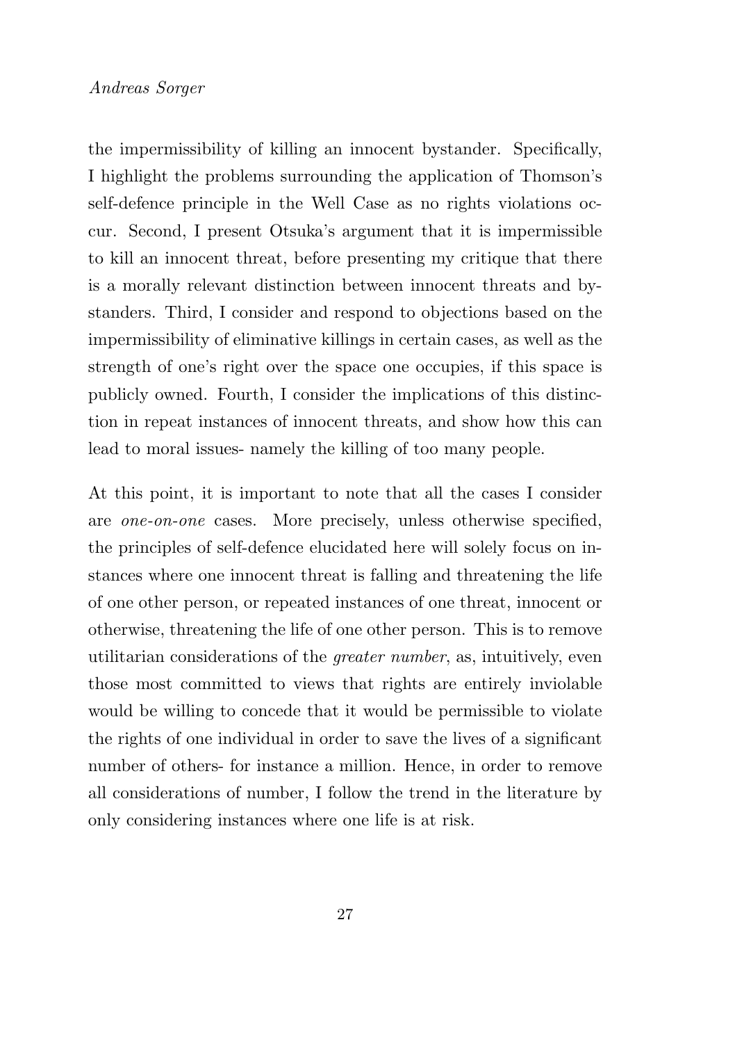the impermissibility of killing an innocent bystander. Specifically, I highlight the problems surrounding the application of Thomson's self-defence principle in the Well Case as no rights violations occur. Second, I present Otsuka's argument that it is impermissible to kill an innocent threat, before presenting my critique that there is a morally relevant distinction between innocent threats and bystanders. Third, I consider and respond to objections based on the impermissibility of eliminative killings in certain cases, as well as the strength of one's right over the space one occupies, if this space is publicly owned. Fourth, I consider the implications of this distinction in repeat instances of innocent threats, and show how this can lead to moral issues- namely the killing of too many people.

At this point, it is important to note that all the cases I consider are *one-on-one* cases. More precisely, unless otherwise specified, the principles of self-defence elucidated here will solely focus on instances where one innocent threat is falling and threatening the life of one other person, or repeated instances of one threat, innocent or otherwise, threatening the life of one other person. This is to remove utilitarian considerations of the *greater number*, as, intuitively, even those most committed to views that rights are entirely inviolable would be willing to concede that it would be permissible to violate the rights of one individual in order to save the lives of a significant number of others- for instance a million. Hence, in order to remove all considerations of number, I follow the trend in the literature by only considering instances where one life is at risk.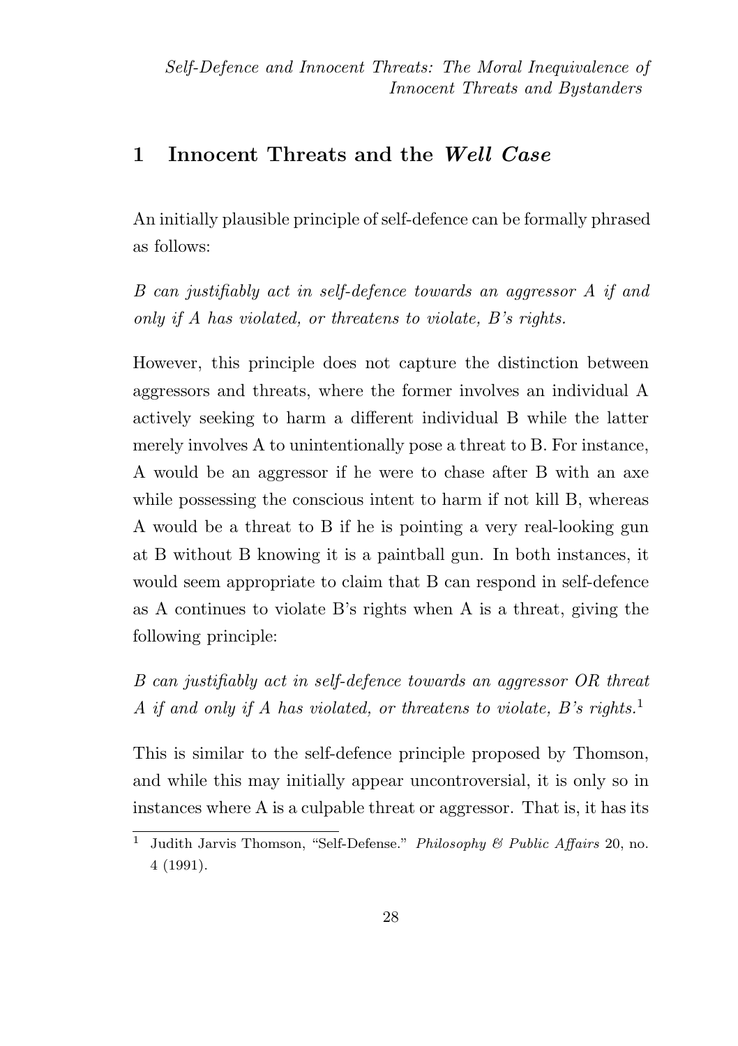## 1 Innocent Threats and the *Well Case*

An initially plausible principle of self-defence can be formally phrased as follows:

*B can justifiably act in self-defence towards an aggressor A if and only if A has violated, or threatens to violate, B's rights.*

However, this principle does not capture the distinction between aggressors and threats, where the former involves an individual A actively seeking to harm a different individual B while the latter merely involves A to unintentionally pose a threat to B. For instance, A would be an aggressor if he were to chase after B with an axe while possessing the conscious intent to harm if not kill B, whereas A would be a threat to B if he is pointing a very real-looking gun at B without B knowing it is a paintball gun. In both instances, it would seem appropriate to claim that B can respond in self-defence as A continues to violate B's rights when A is a threat, giving the following principle:

*B can justifiably act in self-defence towards an aggressor OR threat A if and only if A has violated, or threatens to violate, B's rights.*[1]

This is similar to the self-defence principle proposed by Thomson, and while this may initially appear uncontroversial, it is only so in instances where A is a culpable threat or aggressor. That is, it has its

[1] Judith Jarvis Thomson, "Self-Defense." *Philosophy & Public Affairs* 20, no. 4 (1991).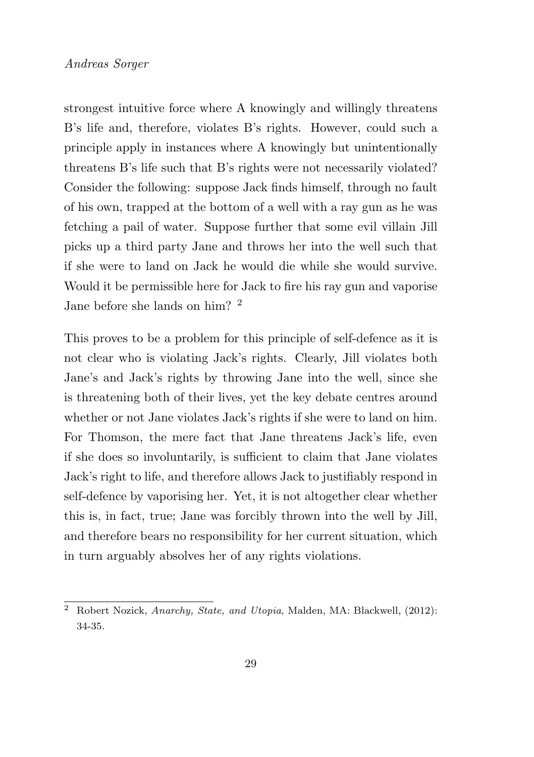strongest intuitive force where A knowingly and willingly threatens B's life and, therefore, violates B's rights. However, could such a principle apply in instances where A knowingly but unintentionally threatens B's life such that B's rights were not necessarily violated? Consider the following: suppose Jack finds himself, through no fault of his own, trapped at the bottom of a well with a ray gun as he was fetching a pail of water. Suppose further that some evil villain Jill picks up a third party Jane and throws her into the well such that if she were to land on Jack he would die while she would survive. Would it be permissible here for Jack to fire his ray gun and vaporise Jane before she lands on him? [2]

This proves to be a problem for this principle of self-defence as it is not clear who is violating Jack's rights. Clearly, Jill violates both Jane's and Jack's rights by throwing Jane into the well, since she is threatening both of their lives, yet the key debate centres around whether or not Jane violates Jack's rights if she were to land on him. For Thomson, the mere fact that Jane threatens Jack's life, even if she does so involuntarily, is sufficient to claim that Jane violates Jack's right to life, and therefore allows Jack to justifiably respond in self-defence by vaporising her. Yet, it is not altogether clear whether this is, in fact, true; Jane was forcibly thrown into the well by Jill, and therefore bears no responsibility for her current situation, which in turn arguably absolves her of any rights violations.

[2] Robert Nozick, *Anarchy, State, and Utopia*, Malden, MA: Blackwell, (2012): 34-35.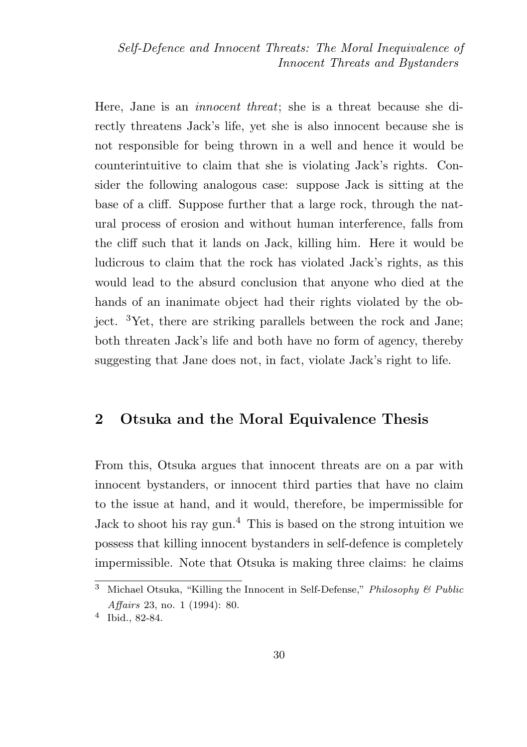Here, Jane is an *innocent threat*; she is a threat because she directly threatens Jack's life, yet she is also innocent because she is not responsible for being thrown in a well and hence it would be counterintuitive to claim that she is violating Jack's rights. Consider the following analogous case: suppose Jack is sitting at the base of a cliff. Suppose further that a large rock, through the natural process of erosion and without human interference, falls from the cliff such that it lands on Jack, killing him. Here it would be ludicrous to claim that the rock has violated Jack's rights, as this would lead to the absurd conclusion that anyone who died at the hands of an inanimate object had their rights violated by the object. [3]Yet, there are striking parallels between the rock and Jane; both threaten Jack's life and both have no form of agency, thereby suggesting that Jane does not, in fact, violate Jack's right to life.

## 2 Otsuka and the Moral Equivalence Thesis

From this, Otsuka argues that innocent threats are on a par with innocent bystanders, or innocent third parties that have no claim to the issue at hand, and it would, therefore, be impermissible for Jack to shoot his ray gun.[4] This is based on the strong intuition we possess that killing innocent bystanders in self-defence is completely impermissible. Note that Otsuka is making three claims: he claims

---

[3] Michael Otsuka, "Killing the Innocent in Self-Defense," *Philosophy & Public Affairs* 23, no. 1 (1994): 80.

[4] Ibid., 82-84.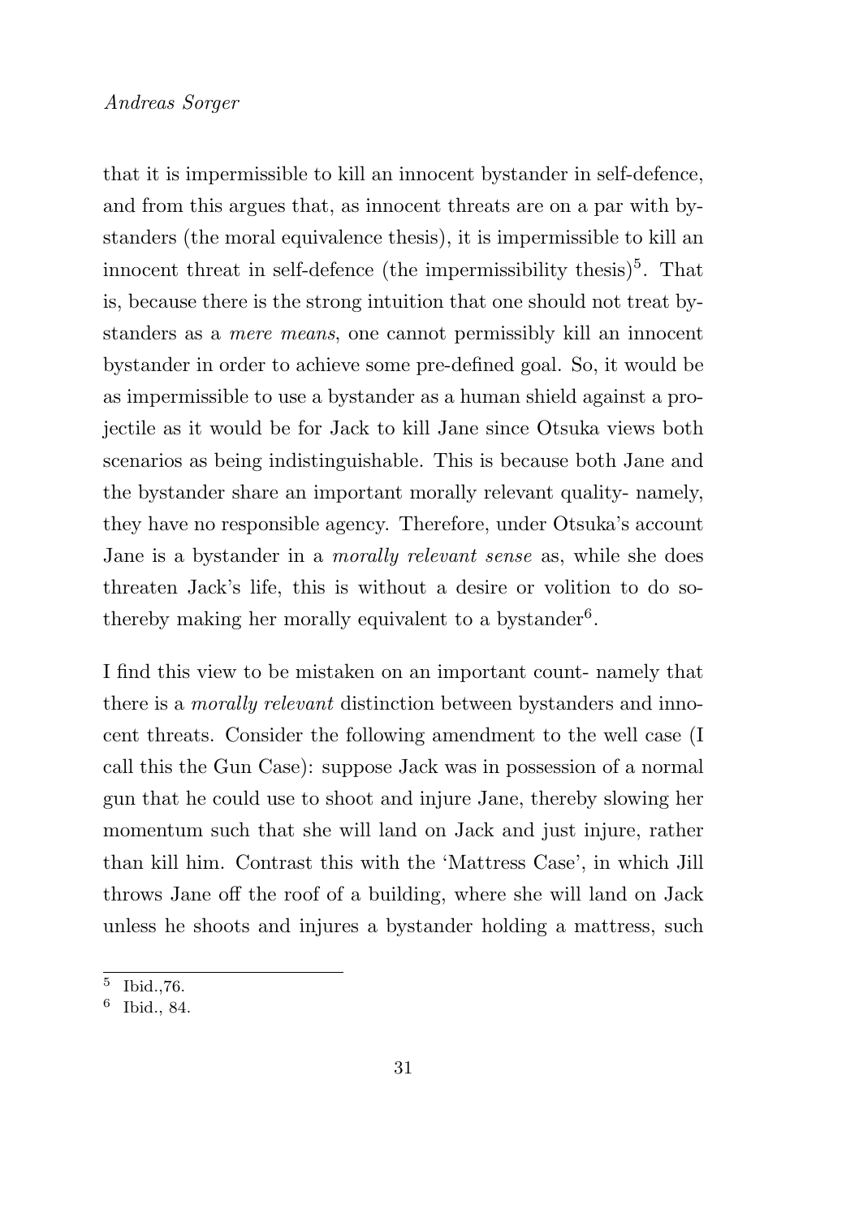that it is impermissible to kill an innocent bystander in self-defence, and from this argues that, as innocent threats are on a par with bystanders (the moral equivalence thesis), it is impermissible to kill an innocent threat in self-defence (the impermissibility thesis)[5]. That is, because there is the strong intuition that one should not treat bystanders as a *mere means*, one cannot permissibly kill an innocent bystander in order to achieve some pre-defined goal. So, it would be as impermissible to use a bystander as a human shield against a projectile as it would be for Jack to kill Jane since Otsuka views both scenarios as being indistinguishable. This is because both Jane and the bystander share an important morally relevant quality- namely, they have no responsible agency. Therefore, under Otsuka's account Jane is a bystander in a *morally relevant sense* as, while she does threaten Jack's life, this is without a desire or volition to do so- thereby making her morally equivalent to a bystander[6].

I find this view to be mistaken on an important count- namely that there is a *morally relevant* distinction between bystanders and innocent threats. Consider the following amendment to the well case (I call this the Gun Case): suppose Jack was in possession of a normal gun that he could use to shoot and injure Jane, thereby slowing her momentum such that she will land on Jack and just injure, rather than kill him. Contrast this with the 'Mattress Case', in which Jill throws Jane off the roof of a building, where she will land on Jack unless he shoots and injures a bystander holding a mattress, such

[5] Ibid.,76.

[6] Ibid., 84.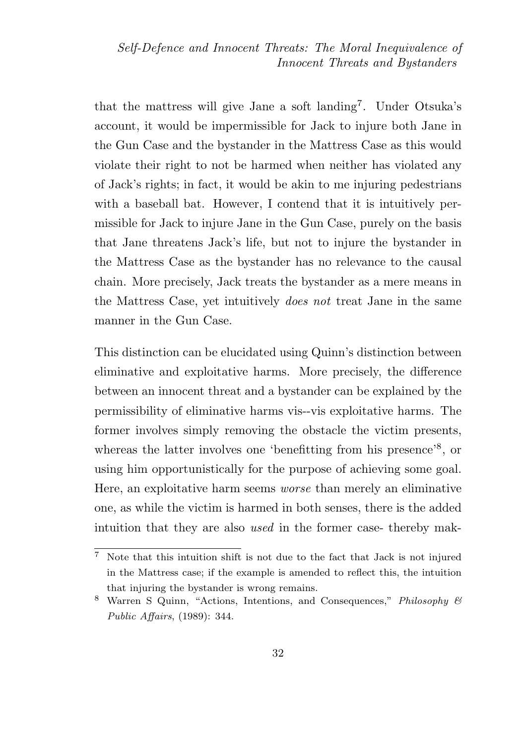that the mattress will give Jane a soft landing[7]. Under Otsuka's account, it would be impermissible for Jack to injure both Jane in the Gun Case and the bystander in the Mattress Case as this would violate their right to not be harmed when neither has violated any of Jack's rights; in fact, it would be akin to me injuring pedestrians with a baseball bat. However, I contend that it is intuitively permissible for Jack to injure Jane in the Gun Case, purely on the basis that Jane threatens Jack's life, but not to injure the bystander in the Mattress Case as the bystander has no relevance to the causal chain. More precisely, Jack treats the bystander as a mere means in the Mattress Case, yet intuitively *does not* treat Jane in the same manner in the Gun Case.

This distinction can be elucidated using Quinn's distinction between eliminative and exploitative harms. More precisely, the difference between an innocent threat and a bystander can be explained by the permissibility of eliminative harms vis--vis exploitative harms. The former involves simply removing the obstacle the victim presents, whereas the latter involves one 'benefitting from his presence'[8], or using him opportunistically for the purpose of achieving some goal. Here, an exploitative harm seems *worse* than merely an eliminative one, as while the victim is harmed in both senses, there is the added intuition that they are also *used* in the former case- thereby mak-

[7] Note that this intuition shift is not due to the fact that Jack is not injured in the Mattress case; if the example is amended to reflect this, the intuition that injuring the bystander is wrong remains.

[8] Warren S Quinn, "Actions, Intentions, and Consequences," *Philosophy & Public Affairs*, (1989): 344.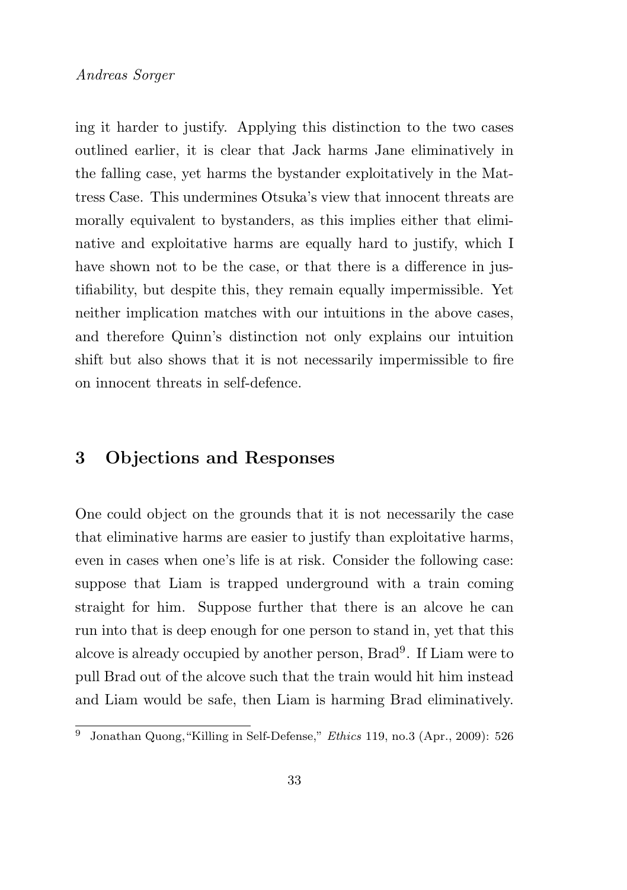ing it harder to justify. Applying this distinction to the two cases outlined earlier, it is clear that Jack harms Jane eliminatively in the falling case, yet harms the bystander exploitatively in the Mattress Case. This undermines Otsuka's view that innocent threats are morally equivalent to bystanders, as this implies either that eliminative and exploitative harms are equally hard to justify, which I have shown not to be the case, or that there is a difference in justifiability, but despite this, they remain equally impermissible. Yet neither implication matches with our intuitions in the above cases, and therefore Quinn's distinction not only explains our intuition shift but also shows that it is not necessarily impermissible to fire on innocent threats in self-defence.

## 3 Objections and Responses

One could object on the grounds that it is not necessarily the case that eliminative harms are easier to justify than exploitative harms, even in cases when one's life is at risk. Consider the following case: suppose that Liam is trapped underground with a train coming straight for him. Suppose further that there is an alcove he can run into that is deep enough for one person to stand in, yet that this alcove is already occupied by another person, Brad[9]. If Liam were to pull Brad out of the alcove such that the train would hit him instead and Liam would be safe, then Liam is harming Brad eliminatively.

[9] Jonathan Quong,"Killing in Self-Defense," *Ethics* 119, no.3 (Apr., 2009): 526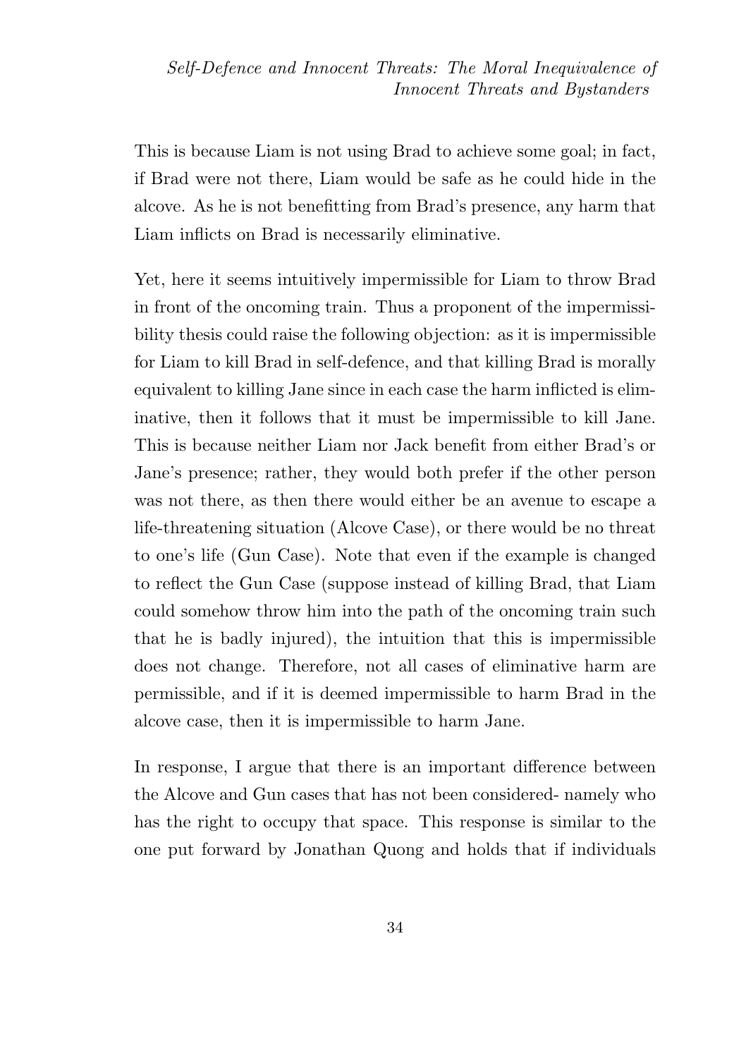This is because Liam is not using Brad to achieve some goal; in fact, if Brad were not there, Liam would be safe as he could hide in the alcove. As he is not benefitting from Brad's presence, any harm that Liam inflicts on Brad is necessarily eliminative.

Yet, here it seems intuitively impermissible for Liam to throw Brad in front of the oncoming train. Thus a proponent of the impermissibility thesis could raise the following objection: as it is impermissible for Liam to kill Brad in self-defence, and that killing Brad is morally equivalent to killing Jane since in each case the harm inflicted is eliminative, then it follows that it must be impermissible to kill Jane. This is because neither Liam nor Jack benefit from either Brad's or Jane's presence; rather, they would both prefer if the other person was not there, as then there would either be an avenue to escape a life-threatening situation (Alcove Case), or there would be no threat to one's life (Gun Case). Note that even if the example is changed to reflect the Gun Case (suppose instead of killing Brad, that Liam could somehow throw him into the path of the oncoming train such that he is badly injured), the intuition that this is impermissible does not change. Therefore, not all cases of eliminative harm are permissible, and if it is deemed impermissible to harm Brad in the alcove case, then it is impermissible to harm Jane.

In response, I argue that there is an important difference between the Alcove and Gun cases that has not been considered- namely who has the right to occupy that space. This response is similar to the one put forward by Jonathan Quong and holds that if individuals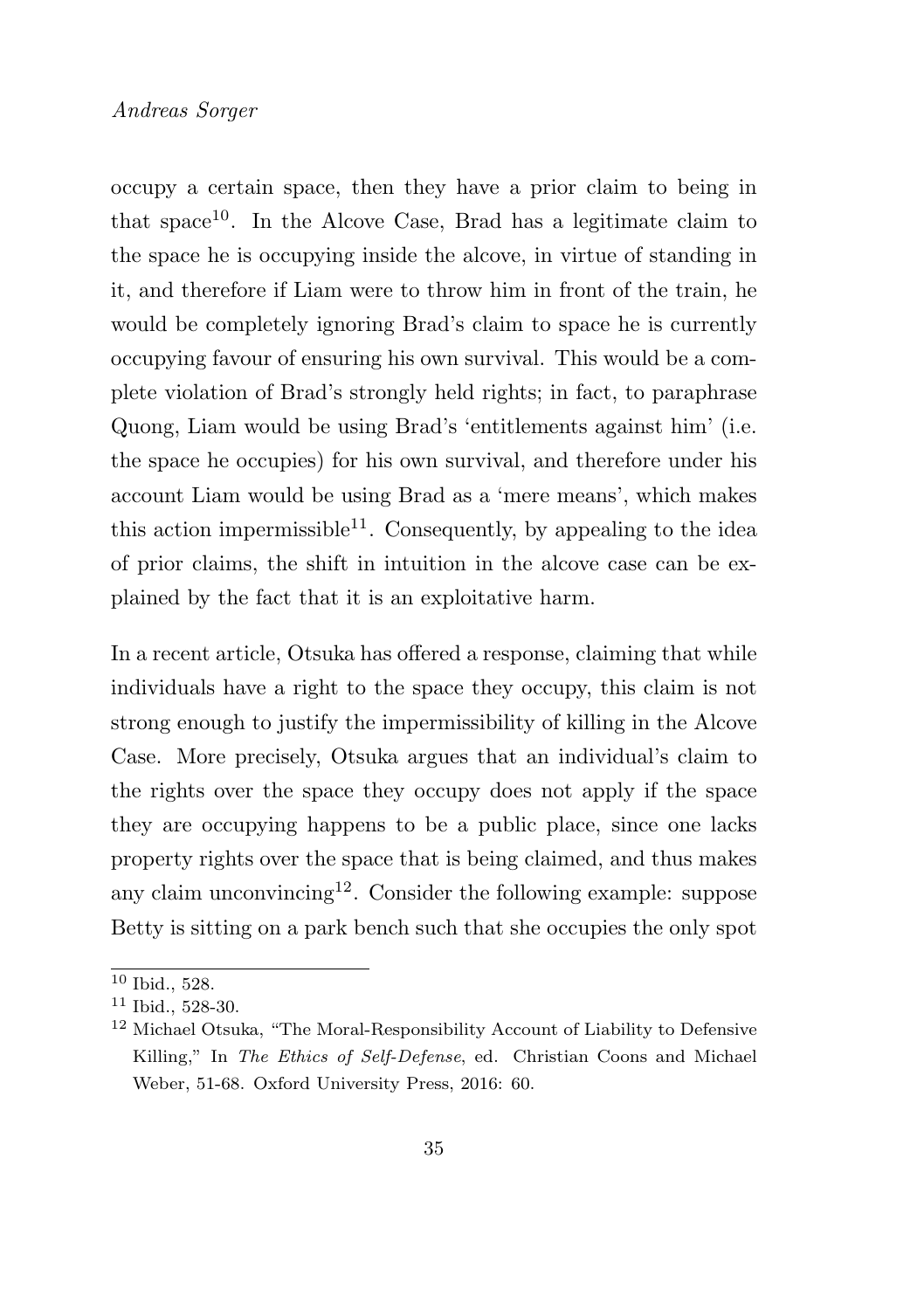occupy a certain space, then they have a prior claim to being in that space[10]. In the Alcove Case, Brad has a legitimate claim to the space he is occupying inside the alcove, in virtue of standing in it, and therefore if Liam were to throw him in front of the train, he would be completely ignoring Brad's claim to space he is currently occupying favour of ensuring his own survival. This would be a complete violation of Brad's strongly held rights; in fact, to paraphrase Quong, Liam would be using Brad's 'entitlements against him' (i.e. the space he occupies) for his own survival, and therefore under his account Liam would be using Brad as a 'mere means', which makes this action impermissible[11]. Consequently, by appealing to the idea of prior claims, the shift in intuition in the alcove case can be explained by the fact that it is an exploitative harm.

In a recent article, Otsuka has offered a response, claiming that while individuals have a right to the space they occupy, this claim is not strong enough to justify the impermissibility of killing in the Alcove Case. More precisely, Otsuka argues that an individual's claim to the rights over the space they occupy does not apply if the space they are occupying happens to be a public place, since one lacks property rights over the space that is being claimed, and thus makes any claim unconvincing[12]. Consider the following example: suppose Betty is sitting on a park bench such that she occupies the only spot

---

[10] Ibid., 528.

[11] Ibid., 528-30.

[12] Michael Otsuka, "The Moral-Responsibility Account of Liability to Defensive Killing," In *The Ethics of Self-Defense*, ed. Christian Coons and Michael Weber, 51-68. Oxford University Press, 2016: 60.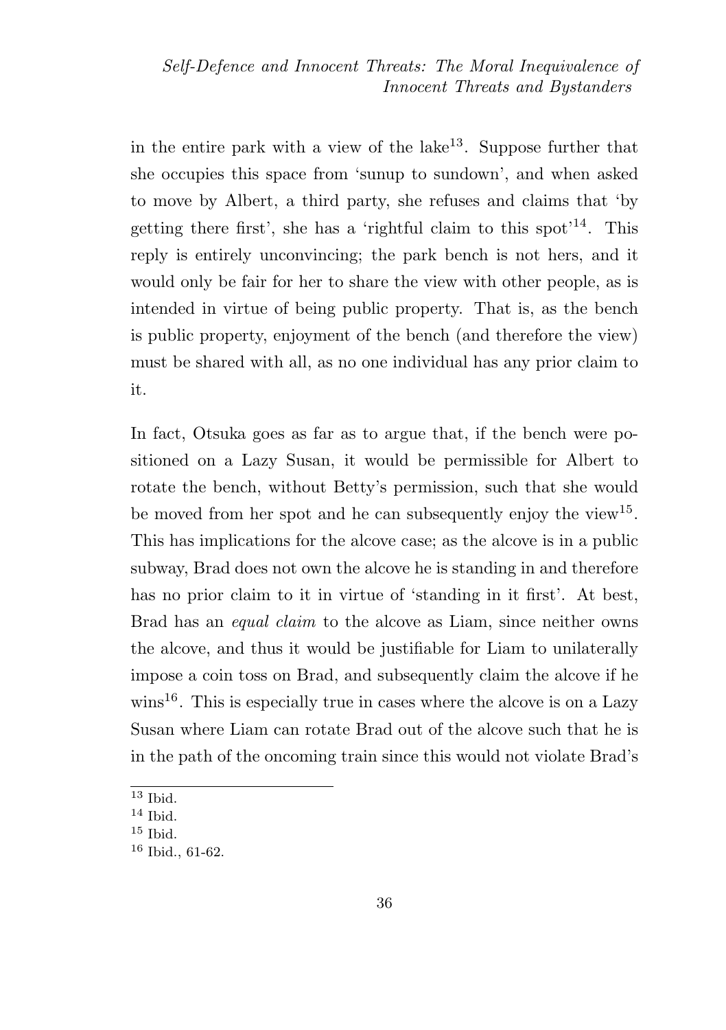in the entire park with a view of the lake[13]. Suppose further that she occupies this space from 'sunup to sundown', and when asked to move by Albert, a third party, she refuses and claims that 'by getting there first', she has a 'rightful claim to this spot'[14]. This reply is entirely unconvincing; the park bench is not hers, and it would only be fair for her to share the view with other people, as is intended in virtue of being public property. That is, as the bench is public property, enjoyment of the bench (and therefore the view) must be shared with all, as no one individual has any prior claim to it.

In fact, Otsuka goes as far as to argue that, if the bench were positioned on a Lazy Susan, it would be permissible for Albert to rotate the bench, without Betty's permission, such that she would be moved from her spot and he can subsequently enjoy the view[15]. This has implications for the alcove case; as the alcove is in a public subway, Brad does not own the alcove he is standing in and therefore has no prior claim to it in virtue of 'standing in it first'. At best, Brad has an *equal claim* to the alcove as Liam, since neither owns the alcove, and thus it would be justifiable for Liam to unilaterally impose a coin toss on Brad, and subsequently claim the alcove if he wins[16]. This is especially true in cases where the alcove is on a Lazy Susan where Liam can rotate Brad out of the alcove such that he is in the path of the oncoming train since this would not violate Brad's

[13] Ibid.
[14] Ibid.
[15] Ibid.
[16] Ibid., 61-62.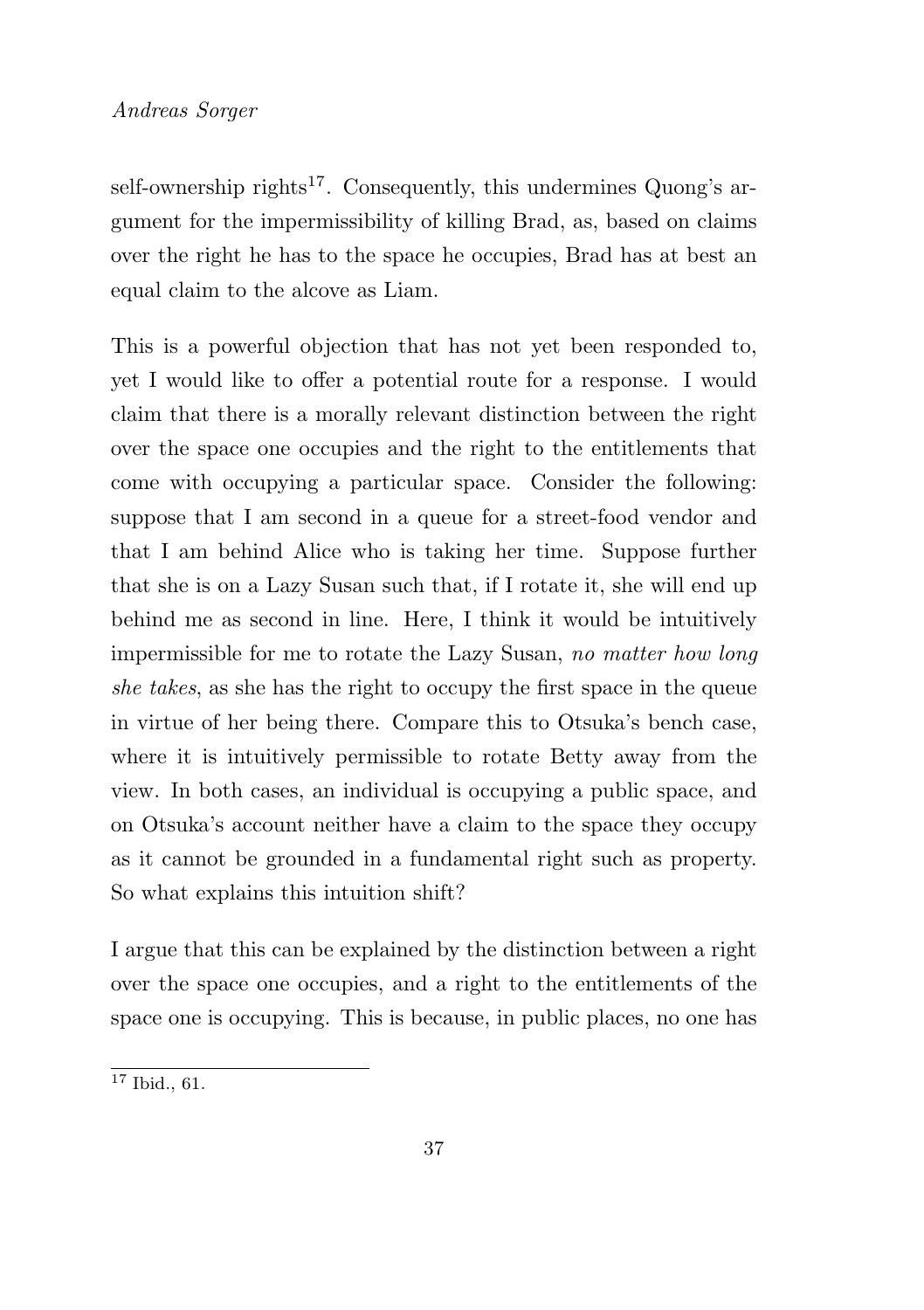self-ownership rights[17]. Consequently, this undermines Quong's argument for the impermissibility of killing Brad, as, based on claims over the right he has to the space he occupies, Brad has at best an equal claim to the alcove as Liam.

This is a powerful objection that has not yet been responded to, yet I would like to offer a potential route for a response. I would claim that there is a morally relevant distinction between the right over the space one occupies and the right to the entitlements that come with occupying a particular space. Consider the following: suppose that I am second in a queue for a street-food vendor and that I am behind Alice who is taking her time. Suppose further that she is on a Lazy Susan such that, if I rotate it, she will end up behind me as second in line. Here, I think it would be intuitively impermissible for me to rotate the Lazy Susan, *no matter how long she takes*, as she has the right to occupy the first space in the queue in virtue of her being there. Compare this to Otsuka's bench case, where it is intuitively permissible to rotate Betty away from the view. In both cases, an individual is occupying a public space, and on Otsuka's account neither have a claim to the space they occupy as it cannot be grounded in a fundamental right such as property. So what explains this intuition shift?

I argue that this can be explained by the distinction between a right over the space one occupies, and a right to the entitlements of the space one is occupying. This is because, in public places, no one has

[17] Ibid., 61.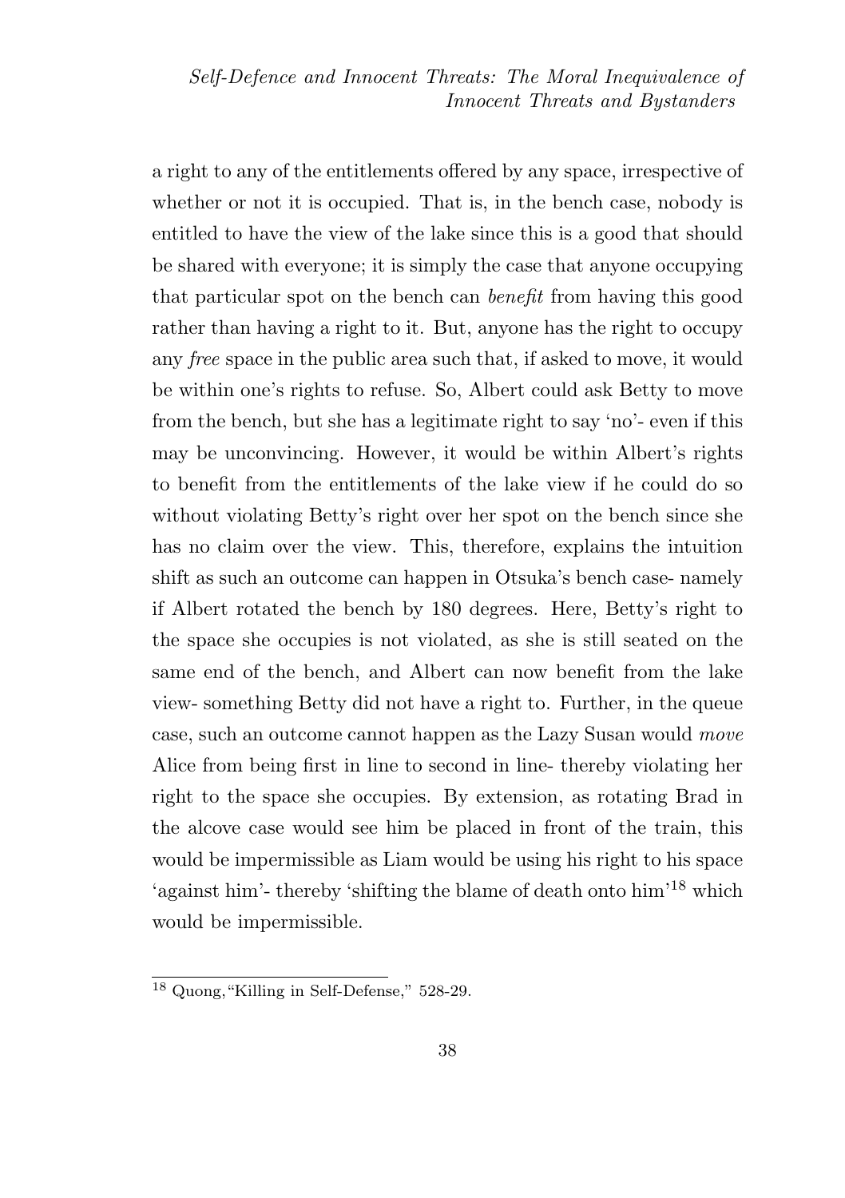a right to any of the entitlements offered by any space, irrespective of whether or not it is occupied. That is, in the bench case, nobody is entitled to have the view of the lake since this is a good that should be shared with everyone; it is simply the case that anyone occupying that particular spot on the bench can *benefit* from having this good rather than having a right to it. But, anyone has the right to occupy any *free* space in the public area such that, if asked to move, it would be within one's rights to refuse. So, Albert could ask Betty to move from the bench, but she has a legitimate right to say 'no'- even if this may be unconvincing. However, it would be within Albert's rights to benefit from the entitlements of the lake view if he could do so without violating Betty's right over her spot on the bench since she has no claim over the view. This, therefore, explains the intuition shift as such an outcome can happen in Otsuka's bench case- namely if Albert rotated the bench by 180 degrees. Here, Betty's right to the space she occupies is not violated, as she is still seated on the same end of the bench, and Albert can now benefit from the lake view- something Betty did not have a right to. Further, in the queue case, such an outcome cannot happen as the Lazy Susan would *move* Alice from being first in line to second in line- thereby violating her right to the space she occupies. By extension, as rotating Brad in the alcove case would see him be placed in front of the train, this would be impermissible as Liam would be using his right to his space 'against him'- thereby 'shifting the blame of death onto him'[18] which would be impermissible.

[18] Quong, "Killing in Self-Defense," 528-29.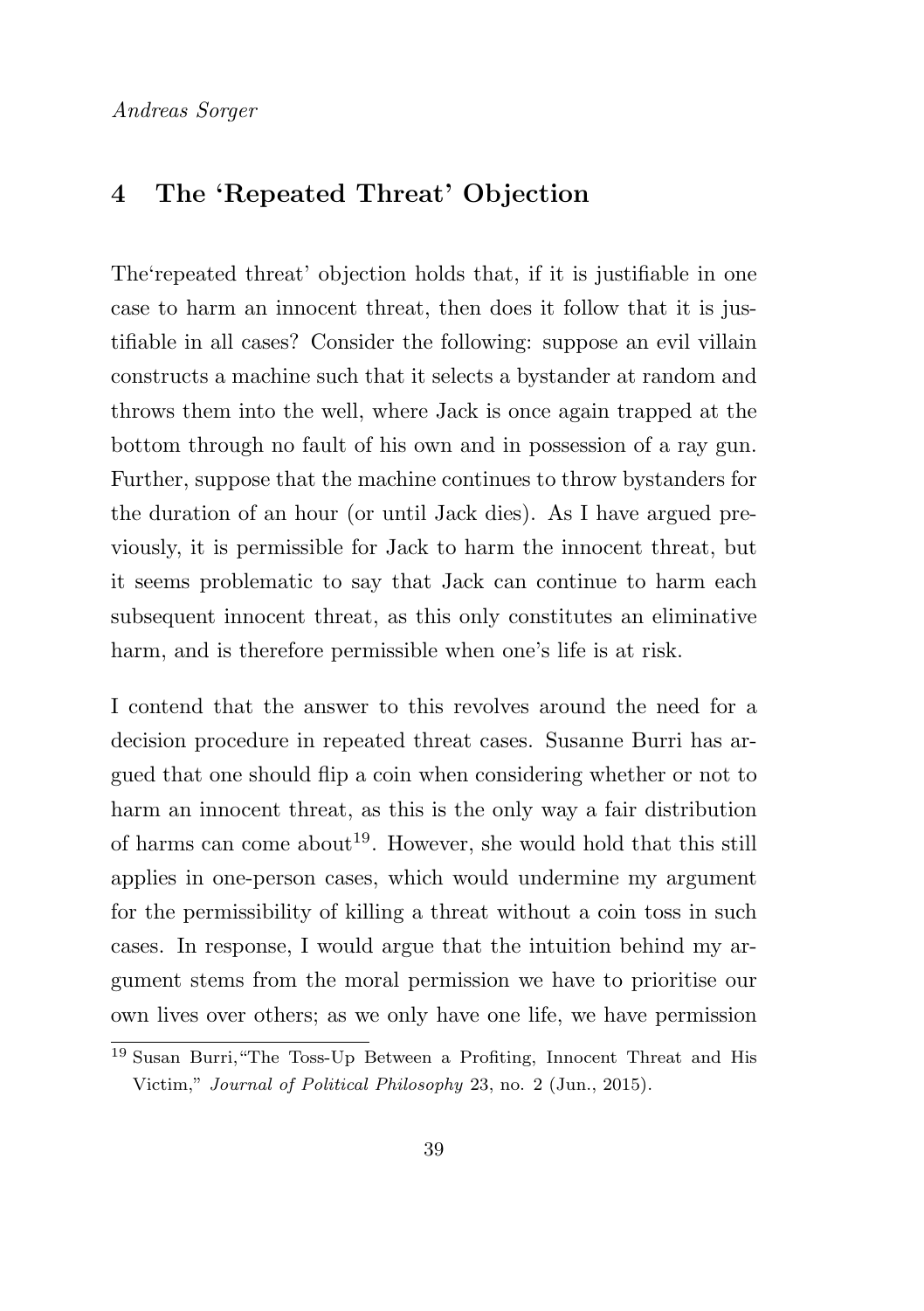## 4 The 'Repeated Threat' Objection

The'repeated threat' objection holds that, if it is justifiable in one case to harm an innocent threat, then does it follow that it is justifiable in all cases? Consider the following: suppose an evil villain constructs a machine such that it selects a bystander at random and throws them into the well, where Jack is once again trapped at the bottom through no fault of his own and in possession of a ray gun. Further, suppose that the machine continues to throw bystanders for the duration of an hour (or until Jack dies). As I have argued previously, it is permissible for Jack to harm the innocent threat, but it seems problematic to say that Jack can continue to harm each subsequent innocent threat, as this only constitutes an eliminative harm, and is therefore permissible when one's life is at risk.

I contend that the answer to this revolves around the need for a decision procedure in repeated threat cases. Susanne Burri has argued that one should flip a coin when considering whether or not to harm an innocent threat, as this is the only way a fair distribution of harms can come about[19]. However, she would hold that this still applies in one-person cases, which would undermine my argument for the permissibility of killing a threat without a coin toss in such cases. In response, I would argue that the intuition behind my argument stems from the moral permission we have to prioritise our own lives over others; as we only have one life, we have permission

[19] Susan Burri,"The Toss-Up Between a Profiting, Innocent Threat and His Victim," *Journal of Political Philosophy* 23, no. 2 (Jun., 2015).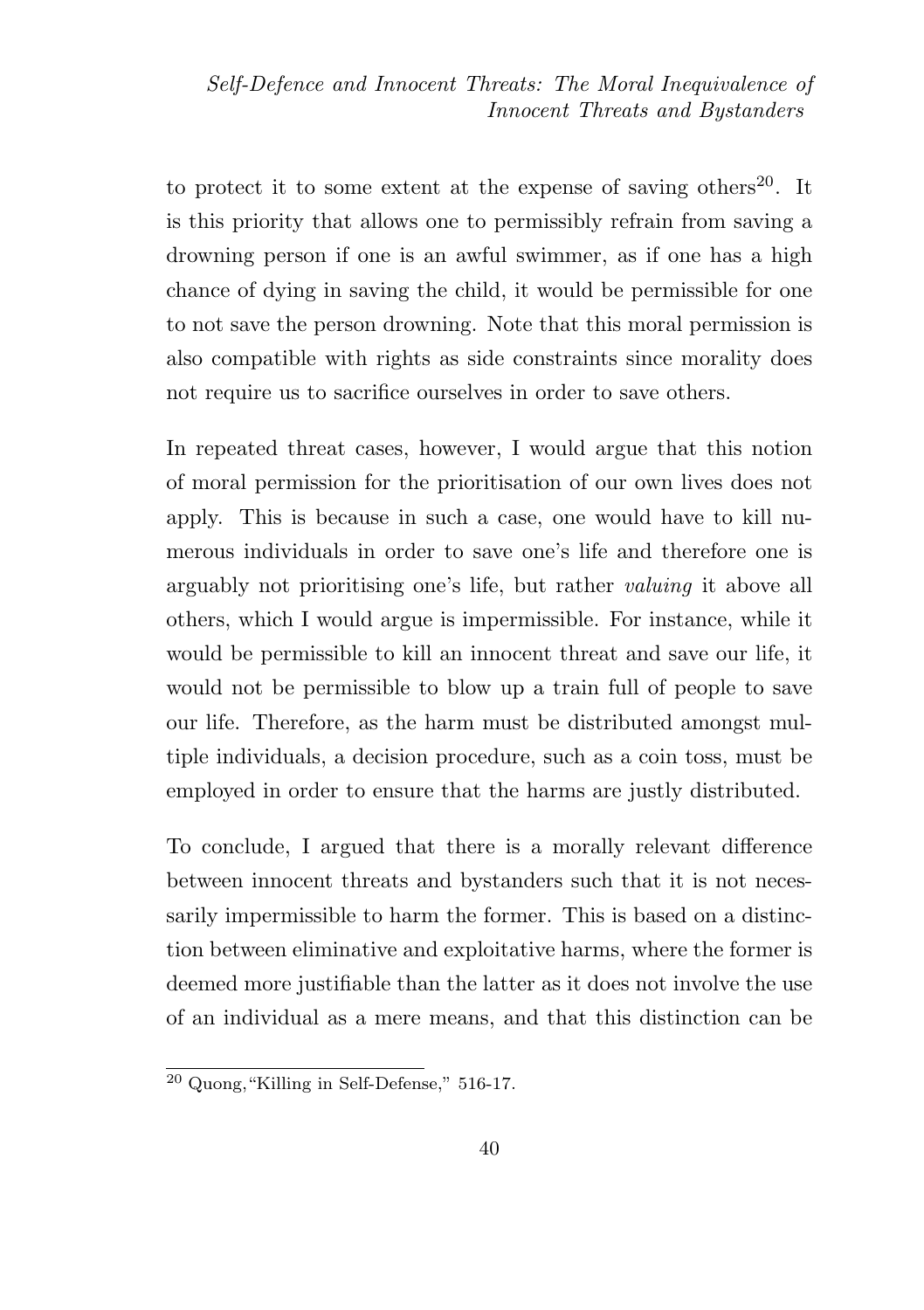to protect it to some extent at the expense of saving others[20]. It is this priority that allows one to permissibly refrain from saving a drowning person if one is an awful swimmer, as if one has a high chance of dying in saving the child, it would be permissible for one to not save the person drowning. Note that this moral permission is also compatible with rights as side constraints since morality does not require us to sacrifice ourselves in order to save others.

In repeated threat cases, however, I would argue that this notion of moral permission for the prioritisation of our own lives does not apply. This is because in such a case, one would have to kill numerous individuals in order to save one's life and therefore one is arguably not prioritising one's life, but rather *valuing* it above all others, which I would argue is impermissible. For instance, while it would be permissible to kill an innocent threat and save our life, it would not be permissible to blow up a train full of people to save our life. Therefore, as the harm must be distributed amongst multiple individuals, a decision procedure, such as a coin toss, must be employed in order to ensure that the harms are justly distributed.

To conclude, I argued that there is a morally relevant difference between innocent threats and bystanders such that it is not necessarily impermissible to harm the former. This is based on a distinction between eliminative and exploitative harms, where the former is deemed more justifiable than the latter as it does not involve the use of an individual as a mere means, and that this distinction can be

[20] Quong,"Killing in Self-Defense," 516-17.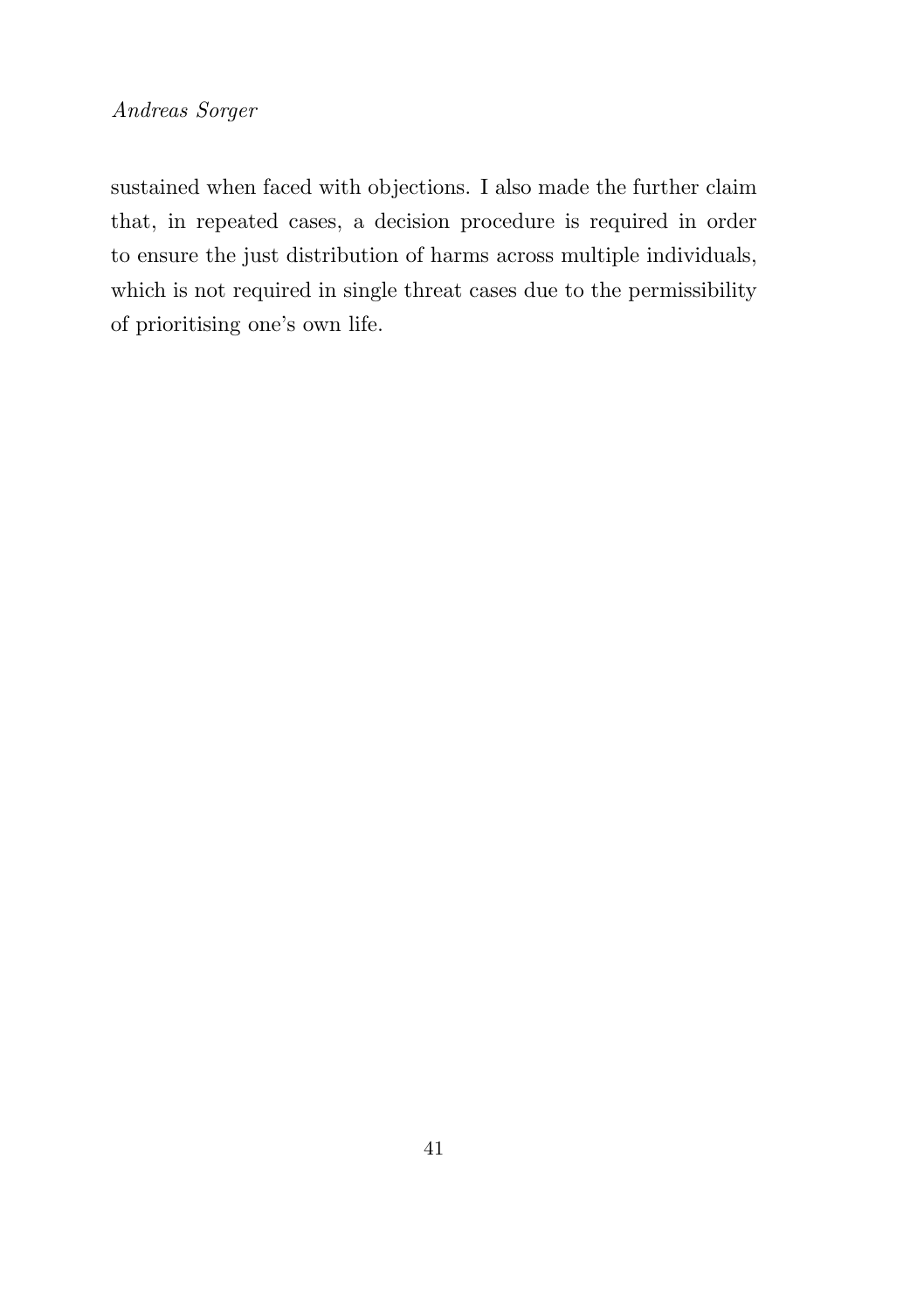sustained when faced with objections. I also made the further claim that, in repeated cases, a decision procedure is required in order to ensure the just distribution of harms across multiple individuals, which is not required in single threat cases due to the permissibility of prioritising one's own life.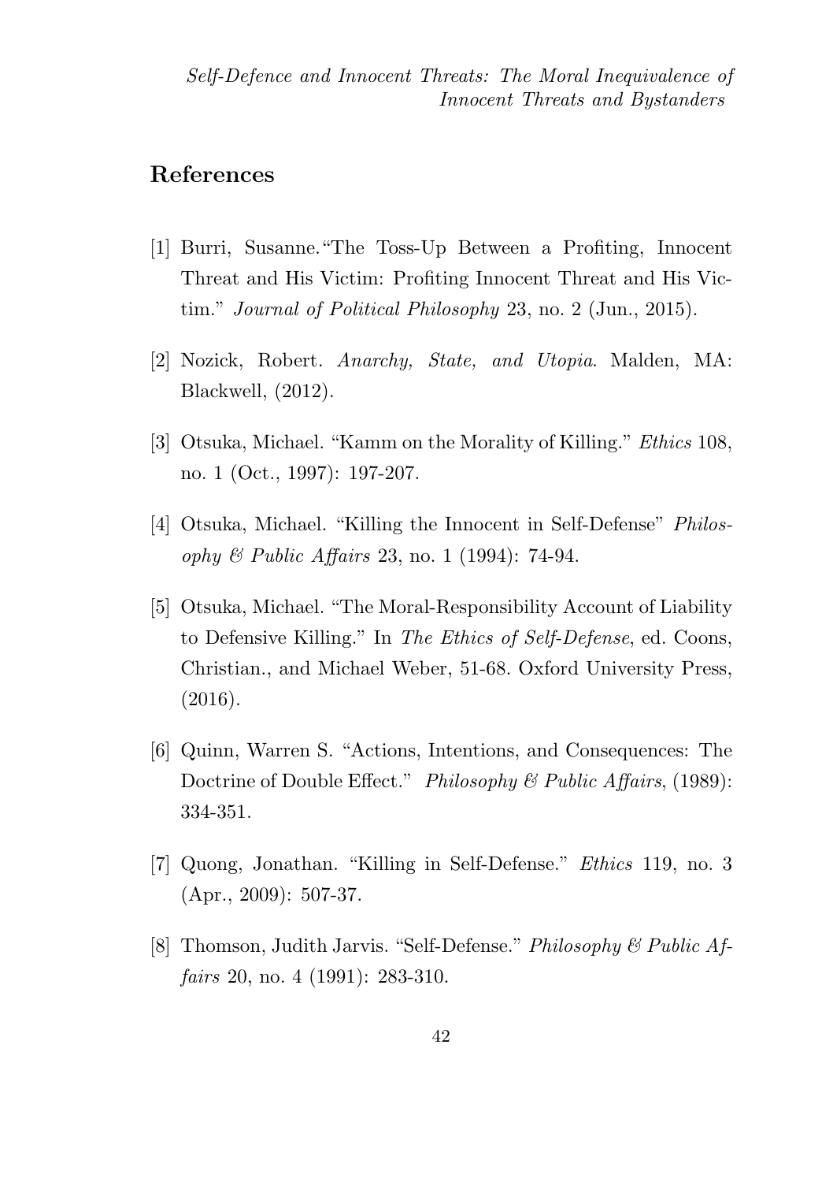## References

[1] Burri, Susanne."The Toss-Up Between a Profiting, Innocent Threat and His Victim: Profiting Innocent Threat and His Victim." *Journal of Political Philosophy* 23, no. 2 (Jun., 2015).

[2] Nozick, Robert. *Anarchy, State, and Utopia*. Malden, MA: Blackwell, (2012).

[3] Otsuka, Michael. "Kamm on the Morality of Killing." *Ethics* 108, no. 1 (Oct., 1997): 197-207.

[4] Otsuka, Michael. "Killing the Innocent in Self-Defense" *Philosophy & Public Affairs* 23, no. 1 (1994): 74-94.

[5] Otsuka, Michael. "The Moral-Responsibility Account of Liability to Defensive Killing." In *The Ethics of Self-Defense*, ed. Coons, Christian., and Michael Weber, 51-68. Oxford University Press, (2016).

[6] Quinn, Warren S. "Actions, Intentions, and Consequences: The Doctrine of Double Effect." *Philosophy & Public Affairs*, (1989): 334-351.

[7] Quong, Jonathan. "Killing in Self-Defense." *Ethics* 119, no. 3 (Apr., 2009): 507-37.

[8] Thomson, Judith Jarvis. "Self-Defense." *Philosophy & Public Affairs* 20, no. 4 (1991): 283-310.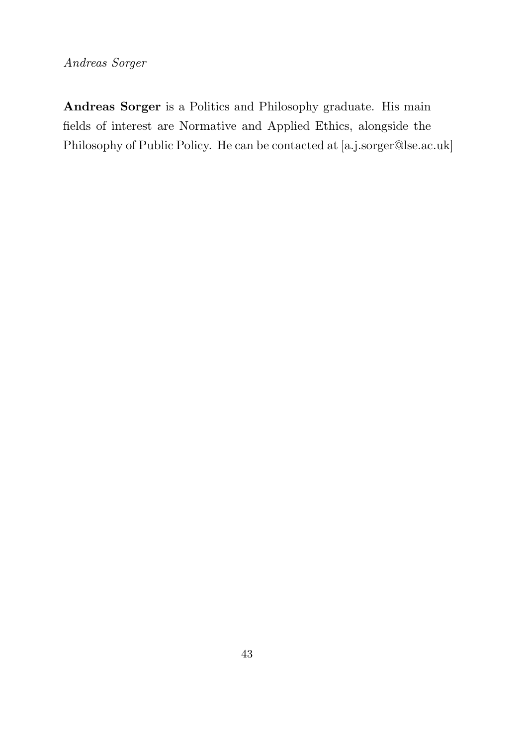**Andreas Sorger** is a Politics and Philosophy graduate. His main fields of interest are Normative and Applied Ethics, alongside the Philosophy of Public Policy. He can be contacted at [a.j.sorger@lse.ac.uk]